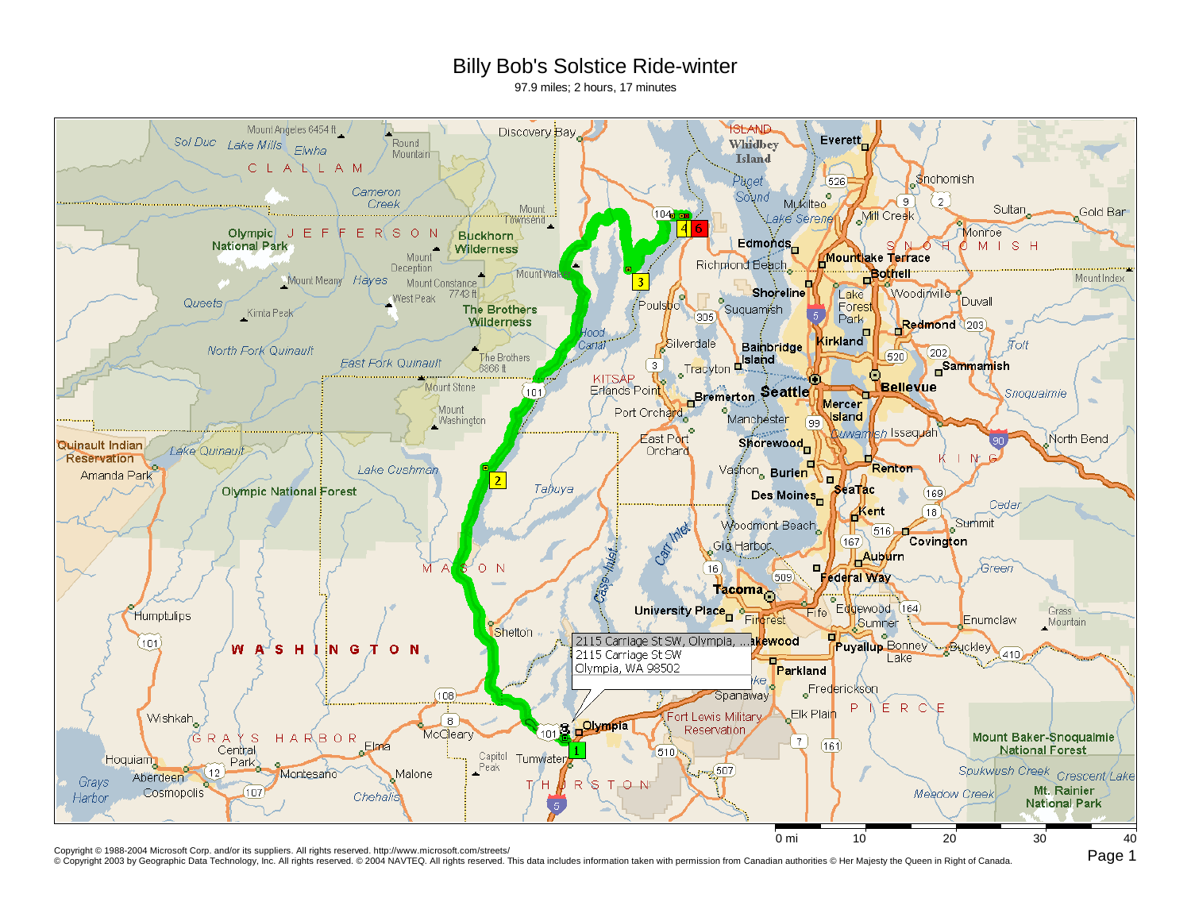# Billy Bob's Solstice Ride-winter

97.9 miles; 2 hours, 17 minutes

2115 Carriage St SW, Olympia, ...
2115 Carriage St SW
Olympia, WA 98502

Copyright © 1988-2004 Microsoft Corp. and/or its suppliers. All rights reserved. http://www.microsoft.com/streets/
© Copyright 2003 by Geographic Data Technology, Inc. All rights reserved. © 2004 NAVTEQ. All rights reserved. This data includes information taken with permission from Canadian authorities © Her Majesty the Queen in Right of Canada.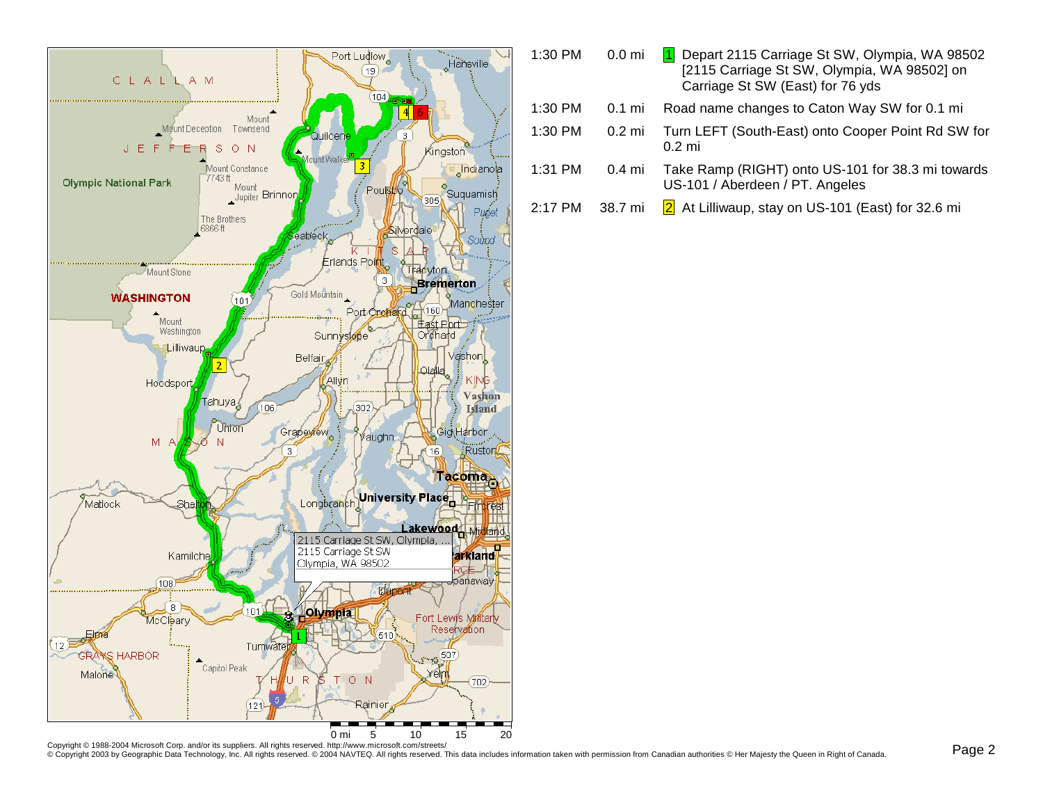| Time | Distance | Directions |
| --- | --- | --- |
| 1:30 PM | 0.0 mi | 1 Depart 2115 Carriage St SW, Olympia, WA 98502 [2115 Carriage St SW, Olympia, WA 98502] on Carriage St SW (East) for 76 yds |
| 1:30 PM | 0.1 mi | Road name changes to Caton Way SW for 0.1 mi |
| 1:30 PM | 0.2 mi | Turn LEFT (South-East) onto Cooper Point Rd SW for 0.2 mi |
| 1:31 PM | 0.4 mi | Take Ramp (RIGHT) onto US-101 for 38.3 mi towards US-101 / Aberdeen / PT. Angeles |
| 2:17 PM | 38.7 mi | 2 At Lilliwaup, stay on US-101 (East) for 32.6 mi |

Copyright © 1988-2004 Microsoft Corp. and/or its suppliers. All rights reserved. http://www.microsoft.com/streets/
© Copyright 2003 by Geographic Data Technology, Inc. All rights reserved. © 2004 NAVTEQ. All rights reserved. This data includes information taken with permission from Canadian authorities © Her Majesty the Queen in Right of Canada.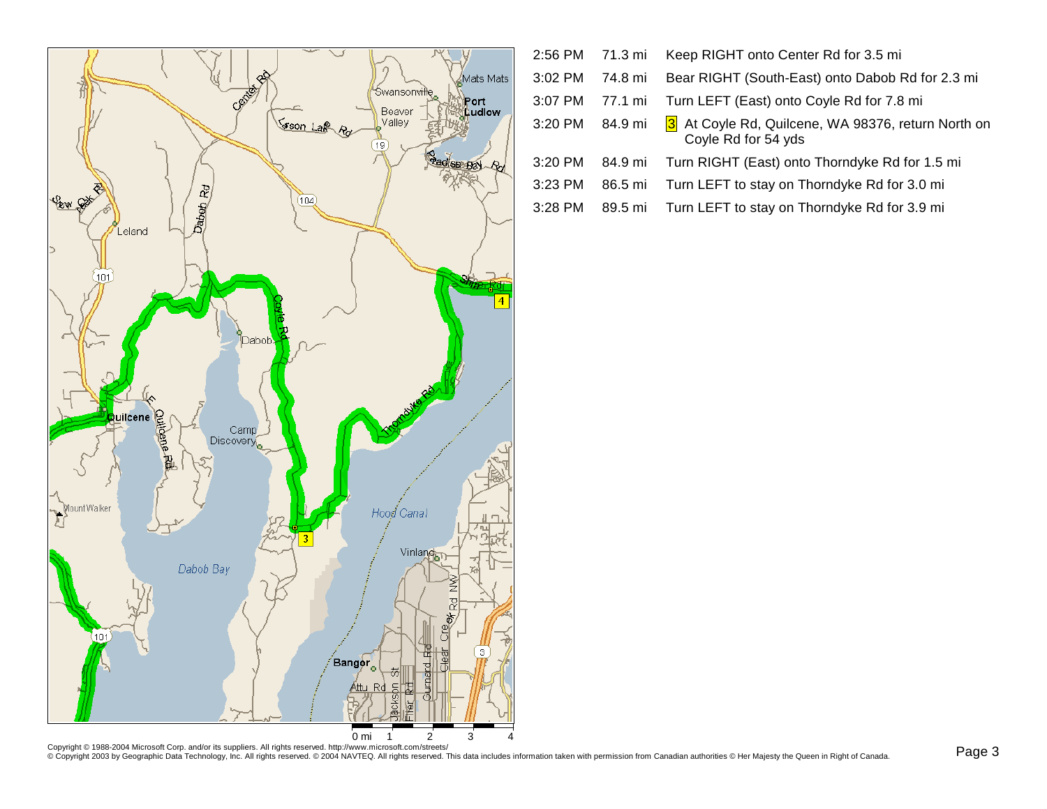| Time | Distance | Directions |
| --- | --- | --- |
| 2:56 PM | 71.3 mi | Keep RIGHT onto Center Rd for 3.5 mi |
| 3:02 PM | 74.8 mi | Bear RIGHT (South-East) onto Dabob Rd for 2.3 mi |
| 3:07 PM | 77.1 mi | Turn LEFT (East) onto Coyle Rd for 7.8 mi |
| 3:20 PM | 84.9 mi | 3 At Coyle Rd, Quilcene, WA 98376, return North on Coyle Rd for 54 yds |
| 3:20 PM | 84.9 mi | Turn RIGHT (East) onto Thorndyke Rd for 1.5 mi |
| 3:23 PM | 86.5 mi | Turn LEFT to stay on Thorndyke Rd for 3.0 mi |
| 3:28 PM | 89.5 mi | Turn LEFT to stay on Thorndyke Rd for 3.9 mi |

Copyright © 1988-2004 Microsoft Corp. and/or its suppliers. All rights reserved. http://www.microsoft.com/streets/
© Copyright 2003 by Geographic Data Technology, Inc. All rights reserved. © 2004 NAVTEQ. All rights reserved. This data includes information taken with permission from Canadian authorities © Her Majesty the Queen in Right of Canada.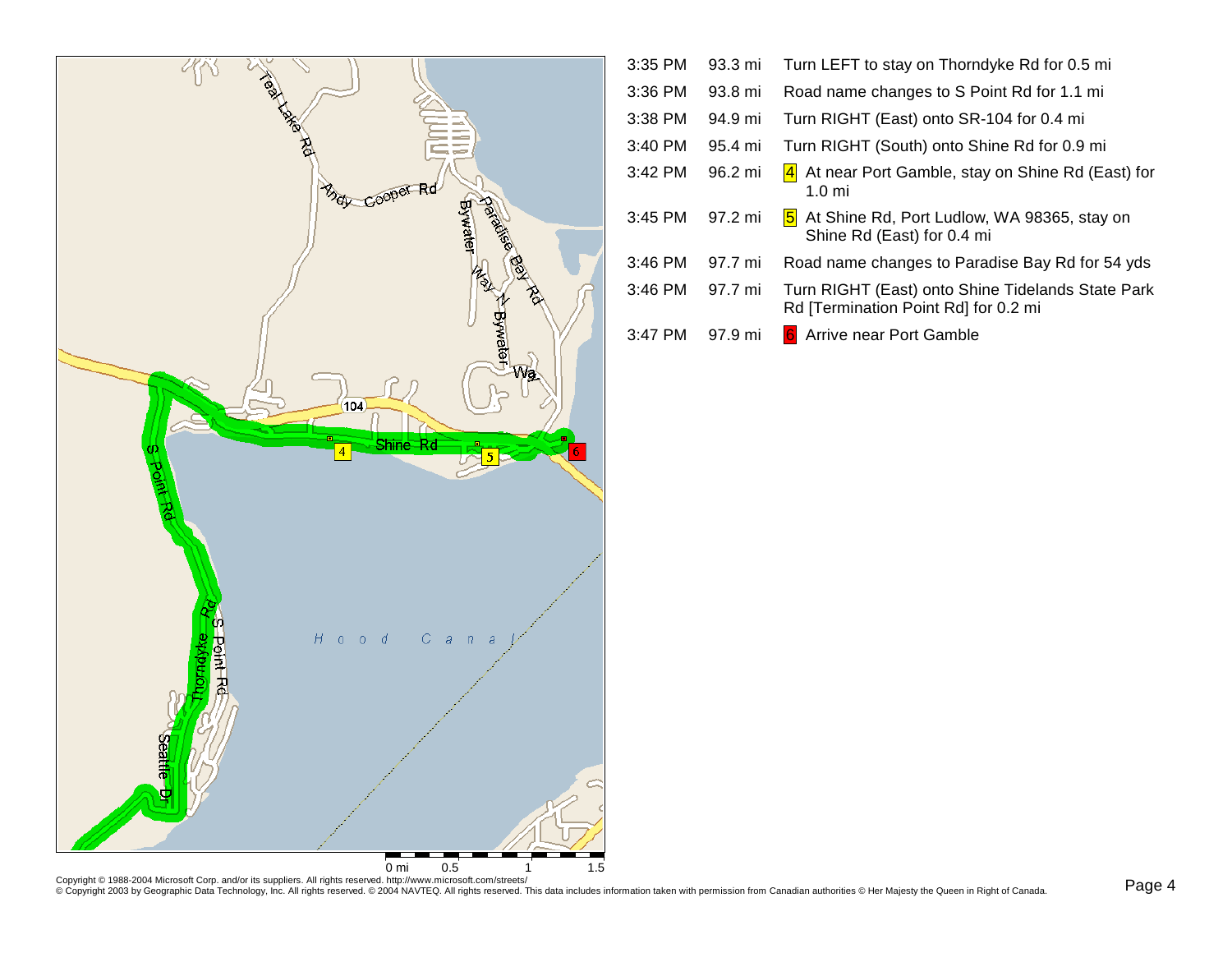Teal Lake Rd

Andy Cooper Rd

Bywater Way N

Paradise Bay Rd

Bywater Way

104

Shine Rd

S Point Rd

Thorndyke Rd

S Point Rd

Seattle Dr

Hood Canal

4

5

6

0 mi 0.5 1 1.5

| | | |
|---|---|---|
| 3:35 PM | 93.3 mi | Turn LEFT to stay on Thorndyke Rd for 0.5 mi |
| 3:36 PM | 93.8 mi | Road name changes to S Point Rd for 1.1 mi |
| 3:38 PM | 94.9 mi | Turn RIGHT (East) onto SR-104 for 0.4 mi |
| 3:40 PM | 95.4 mi | Turn RIGHT (South) onto Shine Rd for 0.9 mi |
| 3:42 PM | 96.2 mi | 4 At near Port Gamble, stay on Shine Rd (East) for 1.0 mi |
| 3:45 PM | 97.2 mi | 5 At Shine Rd, Port Ludlow, WA 98365, stay on Shine Rd (East) for 0.4 mi |
| 3:46 PM | 97.7 mi | Road name changes to Paradise Bay Rd for 54 yds |
| 3:46 PM | 97.7 mi | Turn RIGHT (East) onto Shine Tidelands State Park Rd [Termination Point Rd] for 0.2 mi |
| 3:47 PM | 97.9 mi | 6 Arrive near Port Gamble |

Copyright © 1988-2004 Microsoft Corp. and/or its suppliers. All rights reserved. http://www.microsoft.com/streets/
© Copyright 2003 by Geographic Data Technology, Inc. All rights reserved. © 2004 NAVTEQ. All rights reserved. This data includes information taken with permission from Canadian authorities © Her Majesty the Queen in Right of Canada.